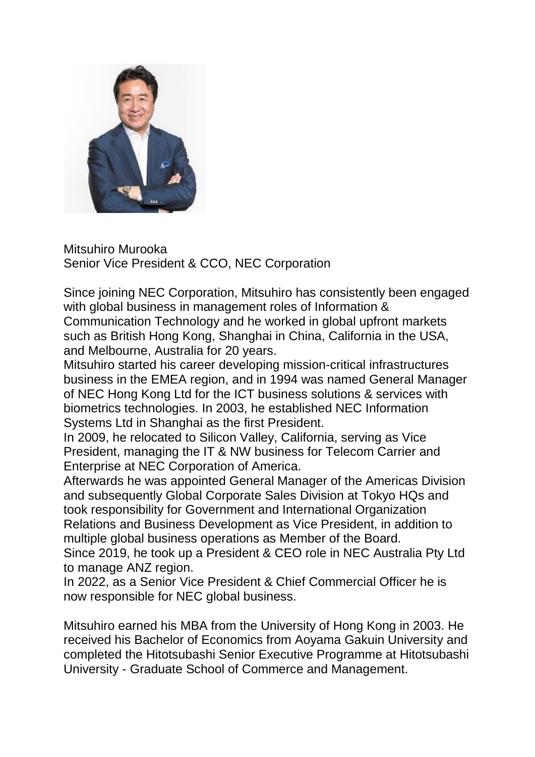Mitsuhiro Murooka
Senior Vice President & CCO, NEC Corporation

Since joining NEC Corporation, Mitsuhiro has consistently been engaged with global business in management roles of Information & Communication Technology and he worked in global upfront markets such as British Hong Kong, Shanghai in China, California in the USA, and Melbourne, Australia for 20 years.
Mitsuhiro started his career developing mission-critical infrastructures business in the EMEA region, and in 1994 was named General Manager of NEC Hong Kong Ltd for the ICT business solutions & services with biometrics technologies. In 2003, he established NEC Information Systems Ltd in Shanghai as the first President.
In 2009, he relocated to Silicon Valley, California, serving as Vice President, managing the IT & NW business for Telecom Carrier and Enterprise at NEC Corporation of America.
Afterwards he was appointed General Manager of the Americas Division and subsequently Global Corporate Sales Division at Tokyo HQs and took responsibility for Government and International Organization Relations and Business Development as Vice President, in addition to multiple global business operations as Member of the Board.
Since 2019, he took up a President & CEO role in NEC Australia Pty Ltd to manage ANZ region.
In 2022, as a Senior Vice President & Chief Commercial Officer he is now responsible for NEC global business.

Mitsuhiro earned his MBA from the University of Hong Kong in 2003. He received his Bachelor of Economics from Aoyama Gakuin University and completed the Hitotsubashi Senior Executive Programme at Hitotsubashi University - Graduate School of Commerce and Management.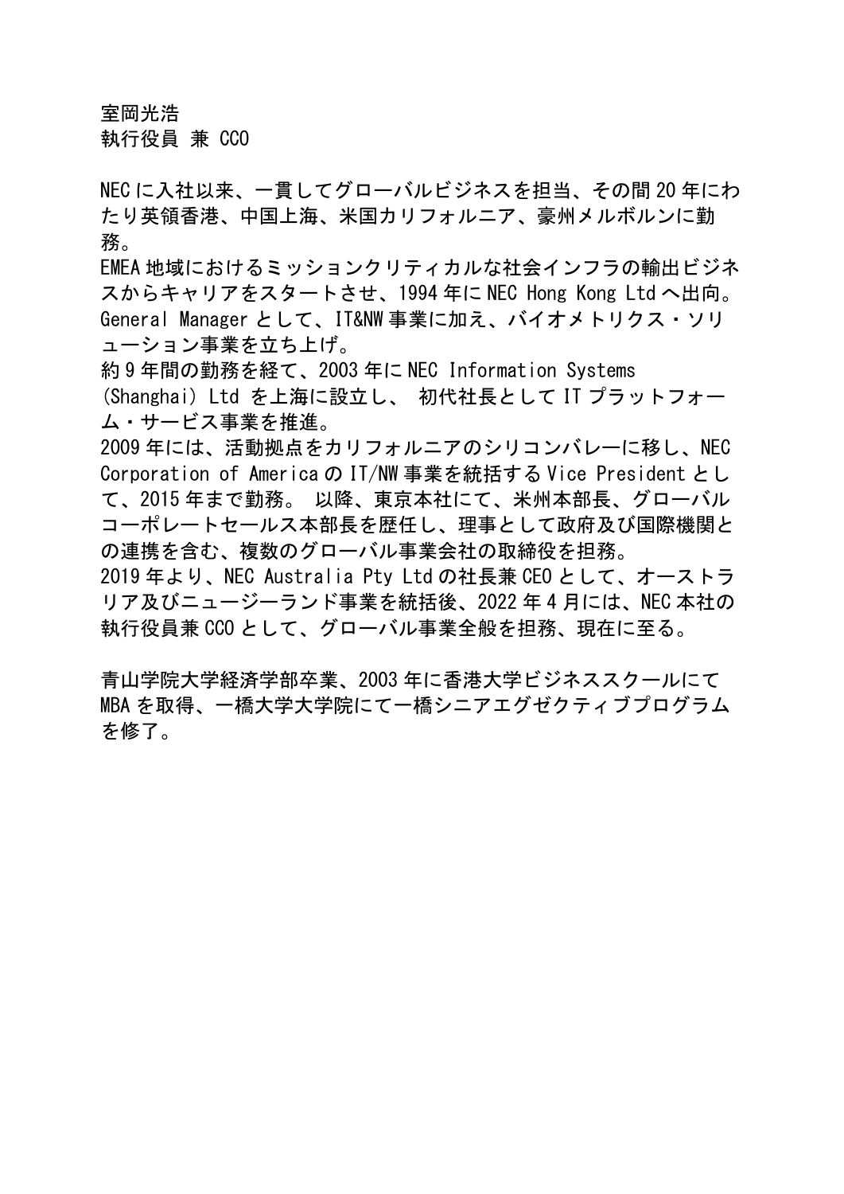室岡光浩
執行役員 兼 CCO

NEC に入社以来、一貫してグローバルビジネスを担当、その間 20 年にわたり英領香港、中国上海、米国カリフォルニア、豪州メルボルンに勤務。
EMEA 地域におけるミッションクリティカルな社会インフラの輸出ビジネスからキャリアをスタートさせ、1994 年に NEC Hong Kong Ltd へ出向。General Manager として、IT&NW 事業に加え、バイオメトリクス・ソリューション事業を立ち上げ。
約 9 年間の勤務を経て、2003 年に NEC Information Systems (Shanghai) Ltd を上海に設立し、 初代社長として IT プラットフォーム・サービス事業を推進。
2009 年には、活動拠点をカリフォルニアのシリコンバレーに移し、NEC Corporation of America の IT/NW 事業を統括する Vice President として、2015 年まで勤務。 以降、東京本社にて、米州本部長、グローバルコーポレートセールス本部長を歴任し、理事として政府及び国際機関との連携を含む、複数のグローバル事業会社の取締役を担務。
2019 年より、NEC Australia Pty Ltd の社長兼 CEO として、オーストラリア及びニュージーランド事業を統括後、2022 年 4 月には、NEC 本社の執行役員兼 CCO として、グローバル事業全般を担務、現在に至る。

青山学院大学経済学部卒業、2003 年に香港大学ビジネススクールにて MBA を取得、一橋大学大学院にて一橋シニアエグゼクティブプログラムを修了。